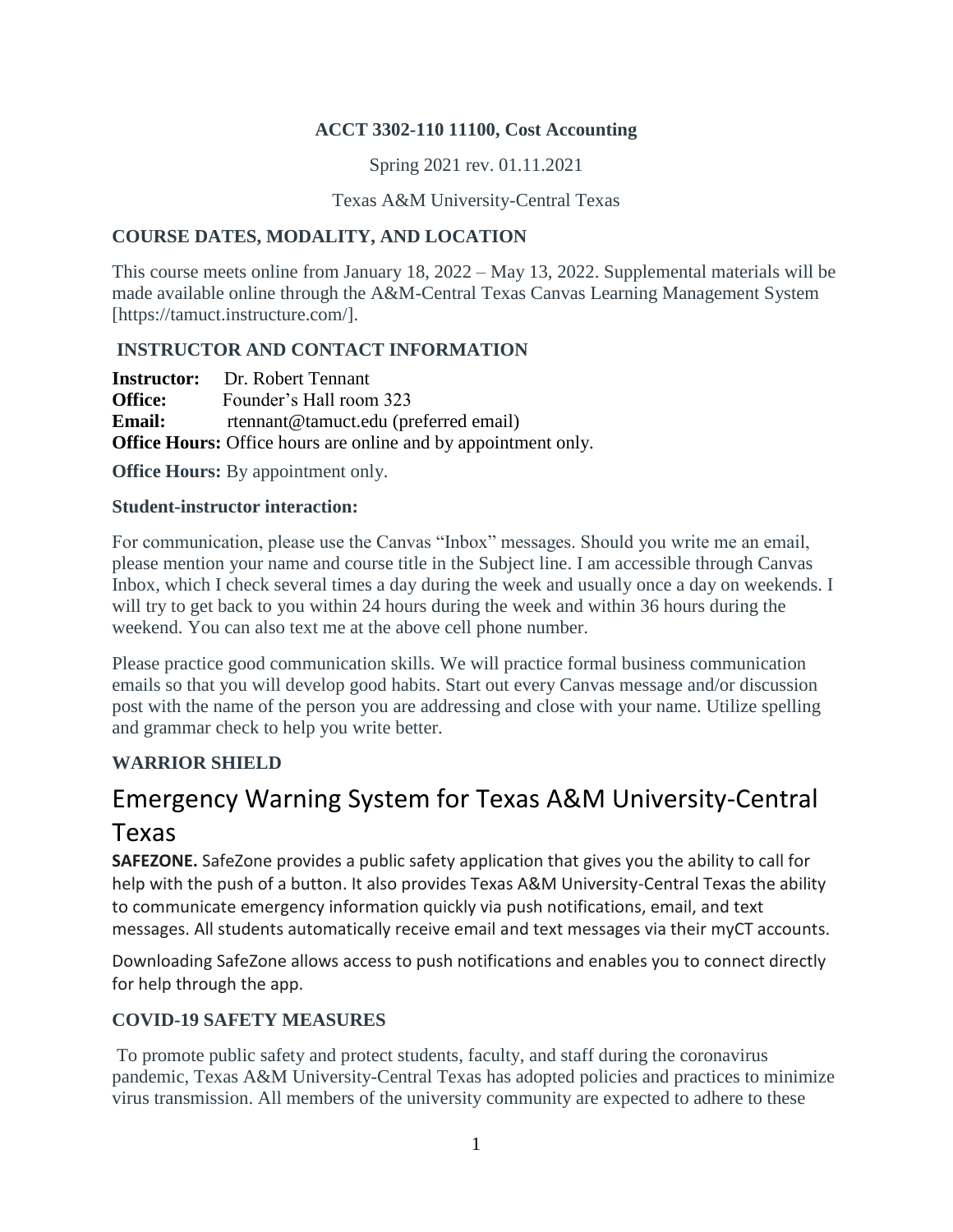**ACCT 3302-110 11100, Cost Accounting**

Spring 2021 rev. 01.11.2021

Texas A&M University-Central Texas

## COURSE DATES, MODALITY, AND LOCATION

This course meets online from January 18, 2022 – May 13, 2022. Supplemental materials will be made available online through the A&M-Central Texas Canvas Learning Management System [https://tamuct.instructure.com/].

## INSTRUCTOR AND CONTACT INFORMATION

**Instructor:** Dr. Robert Tennant
**Office:** Founder's Hall room 323
**Email:** rtennant@tamuct.edu (preferred email)
**Office Hours:** Office hours are online and by appointment only.

**Office Hours:** By appointment only.

### Student-instructor interaction:

For communication, please use the Canvas "Inbox" messages. Should you write me an email, please mention your name and course title in the Subject line. I am accessible through Canvas Inbox, which I check several times a day during the week and usually once a day on weekends. I will try to get back to you within 24 hours during the week and within 36 hours during the weekend. You can also text me at the above cell phone number.

Please practice good communication skills. We will practice formal business communication emails so that you will develop good habits. Start out every Canvas message and/or discussion post with the name of the person you are addressing and close with your name. Utilize spelling and grammar check to help you write better.

## WARRIOR SHIELD

# Emergency Warning System for Texas A&M University-Central Texas

**SAFEZONE.** SafeZone provides a public safety application that gives you the ability to call for help with the push of a button. It also provides Texas A&M University-Central Texas the ability to communicate emergency information quickly via push notifications, email, and text messages. All students automatically receive email and text messages via their myCT accounts.

Downloading SafeZone allows access to push notifications and enables you to connect directly for help through the app.

## COVID-19 SAFETY MEASURES

To promote public safety and protect students, faculty, and staff during the coronavirus pandemic, Texas A&M University-Central Texas has adopted policies and practices to minimize virus transmission. All members of the university community are expected to adhere to these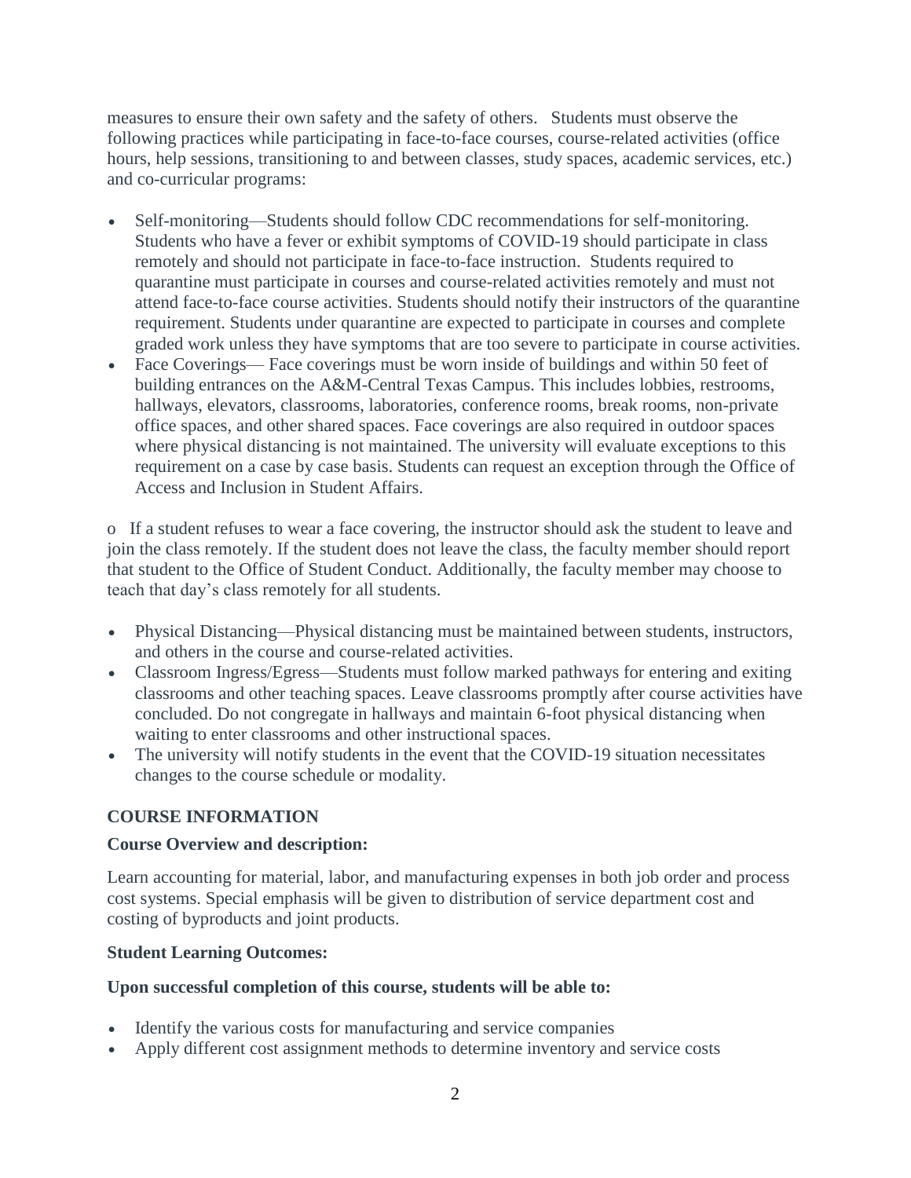measures to ensure their own safety and the safety of others. Students must observe the following practices while participating in face-to-face courses, course-related activities (office hours, help sessions, transitioning to and between classes, study spaces, academic services, etc.) and co-curricular programs:

- Self-monitoring—Students should follow CDC recommendations for self-monitoring. Students who have a fever or exhibit symptoms of COVID-19 should participate in class remotely and should not participate in face-to-face instruction. Students required to quarantine must participate in courses and course-related activities remotely and must not attend face-to-face course activities. Students should notify their instructors of the quarantine requirement. Students under quarantine are expected to participate in courses and complete graded work unless they have symptoms that are too severe to participate in course activities.
- Face Coverings— Face coverings must be worn inside of buildings and within 50 feet of building entrances on the A&M-Central Texas Campus. This includes lobbies, restrooms, hallways, elevators, classrooms, laboratories, conference rooms, break rooms, non-private office spaces, and other shared spaces. Face coverings are also required in outdoor spaces where physical distancing is not maintained. The university will evaluate exceptions to this requirement on a case by case basis. Students can request an exception through the Office of Access and Inclusion in Student Affairs.

o If a student refuses to wear a face covering, the instructor should ask the student to leave and join the class remotely. If the student does not leave the class, the faculty member should report that student to the Office of Student Conduct. Additionally, the faculty member may choose to teach that day's class remotely for all students.

- Physical Distancing—Physical distancing must be maintained between students, instructors, and others in the course and course-related activities.
- Classroom Ingress/Egress—Students must follow marked pathways for entering and exiting classrooms and other teaching spaces. Leave classrooms promptly after course activities have concluded. Do not congregate in hallways and maintain 6-foot physical distancing when waiting to enter classrooms and other instructional spaces.
- The university will notify students in the event that the COVID-19 situation necessitates changes to the course schedule or modality.

## COURSE INFORMATION

### Course Overview and description:

Learn accounting for material, labor, and manufacturing expenses in both job order and process cost systems. Special emphasis will be given to distribution of service department cost and costing of byproducts and joint products.

### Student Learning Outcomes:

**Upon successful completion of this course, students will be able to:**

- Identify the various costs for manufacturing and service companies
- Apply different cost assignment methods to determine inventory and service costs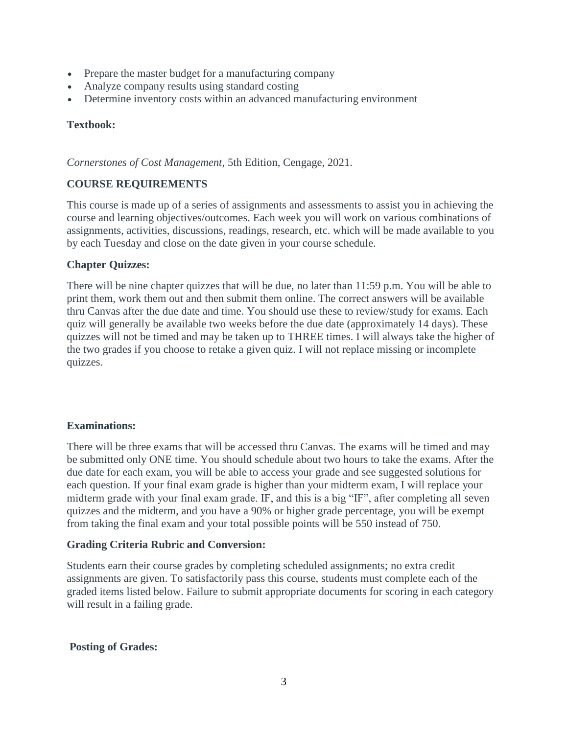- Prepare the master budget for a manufacturing company
- Analyze company results using standard costing
- Determine inventory costs within an advanced manufacturing environment

**Textbook:**

*Cornerstones of Cost Management*, 5th Edition, Cengage, 2021.

**COURSE REQUIREMENTS**

This course is made up of a series of assignments and assessments to assist you in achieving the course and learning objectives/outcomes. Each week you will work on various combinations of assignments, activities, discussions, readings, research, etc. which will be made available to you by each Tuesday and close on the date given in your course schedule.

**Chapter Quizzes:**

There will be nine chapter quizzes that will be due, no later than 11:59 p.m. You will be able to print them, work them out and then submit them online. The correct answers will be available thru Canvas after the due date and time. You should use these to review/study for exams. Each quiz will generally be available two weeks before the due date (approximately 14 days). These quizzes will not be timed and may be taken up to THREE times. I will always take the higher of the two grades if you choose to retake a given quiz. I will not replace missing or incomplete quizzes.

**Examinations:**

There will be three exams that will be accessed thru Canvas. The exams will be timed and may be submitted only ONE time. You should schedule about two hours to take the exams. After the due date for each exam, you will be able to access your grade and see suggested solutions for each question. If your final exam grade is higher than your midterm exam, I will replace your midterm grade with your final exam grade. IF, and this is a big "IF", after completing all seven quizzes and the midterm, and you have a 90% or higher grade percentage, you will be exempt from taking the final exam and your total possible points will be 550 instead of 750.

**Grading Criteria Rubric and Conversion:**

Students earn their course grades by completing scheduled assignments; no extra credit assignments are given. To satisfactorily pass this course, students must complete each of the graded items listed below. Failure to submit appropriate documents for scoring in each category will result in a failing grade.

**Posting of Grades:**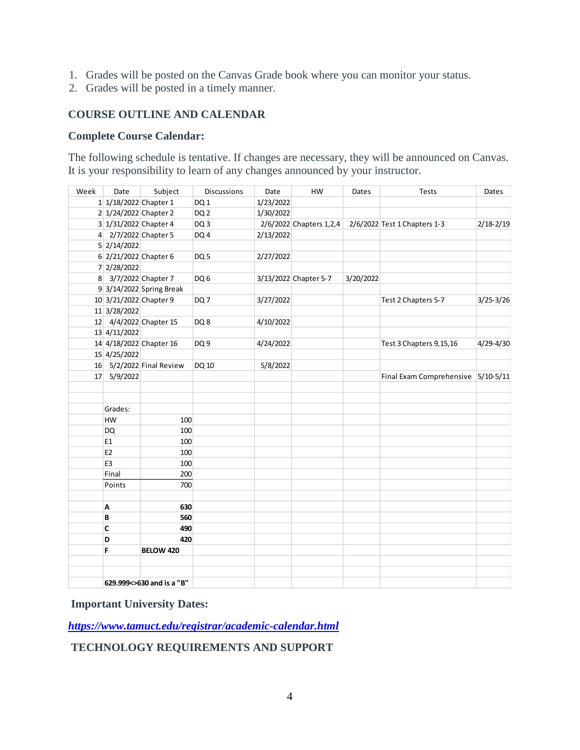1. Grades will be posted on the Canvas Grade book where you can monitor your status.
2. Grades will be posted in a timely manner.

## COURSE OUTLINE AND CALENDAR

### Complete Course Calendar:

The following schedule is tentative. If changes are necessary, they will be announced on Canvas. It is your responsibility to learn of any changes announced by your instructor.

| Week | Date | Subject | Discussions | Date | HW | Dates | Tests | Dates |
|---|---|---|---|---|---|---|---|---|
| 1 | 1/18/2022 | Chapter 1 | DQ 1 | 1/23/2022 | | | | |
| 2 | 1/24/2022 | Chapter 2 | DQ 2 | 1/30/2022 | | | | |
| 3 | 1/31/2022 | Chapter 4 | DQ 3 | 2/6/2022 | Chapters 1,2,4 | 2/6/2022 | Test 1 Chapters 1-3 | 2/18-2/19 |
| 4 | 2/7/2022 | Chapter 5 | DQ 4 | 2/13/2022 | | | | |
| 5 | 2/14/2022 | | | | | | | |
| 6 | 2/21/2022 | Chapter 6 | DQ 5 | 2/27/2022 | | | | |
| 7 | 2/28/2022 | | | | | | | |
| 8 | 3/7/2022 | Chapter 7 | DQ 6 | 3/13/2022 | Chapter 5-7 | 3/20/2022 | | |
| 9 | 3/14/2022 | Spring Break | | | | | | |
| 10 | 3/21/2022 | Chapter 9 | DQ 7 | 3/27/2022 | | | Test 2 Chapters 5-7 | 3/25-3/26 |
| 11 | 3/28/2022 | | | | | | | |
| 12 | 4/4/2022 | Chapter 15 | DQ 8 | 4/10/2022 | | | | |
| 13 | 4/11/2022 | | | | | | | |
| 14 | 4/18/2022 | Chapter 16 | DQ 9 | 4/24/2022 | | | Test 3 Chapters 9,15,16 | 4/29-4/30 |
| 15 | 4/25/2022 | | | | | | | |
| 16 | 5/2/2022 | Final Review | DQ 10 | 5/8/2022 | | | | |
| 17 | 5/9/2022 | | | | | | Final Exam Comprehensive | 5/10-5/11 |

| Grades: | |
|---|---|
| HW | 100 |
| DQ | 100 |
| E1 | 100 |
| E2 | 100 |
| E3 | 100 |
| Final | 200 |
| Points | 700 |
| | |
| **A** | **630** |
| **B** | **560** |
| **C** | **490** |
| **D** | **420** |
| **F** | **BELOW 420** |

**629.999<>630 and is a "B"**

### Important University Dates:

***https://www.tamuct.edu/registrar/academic-calendar.html***

## TECHNOLOGY REQUIREMENTS AND SUPPORT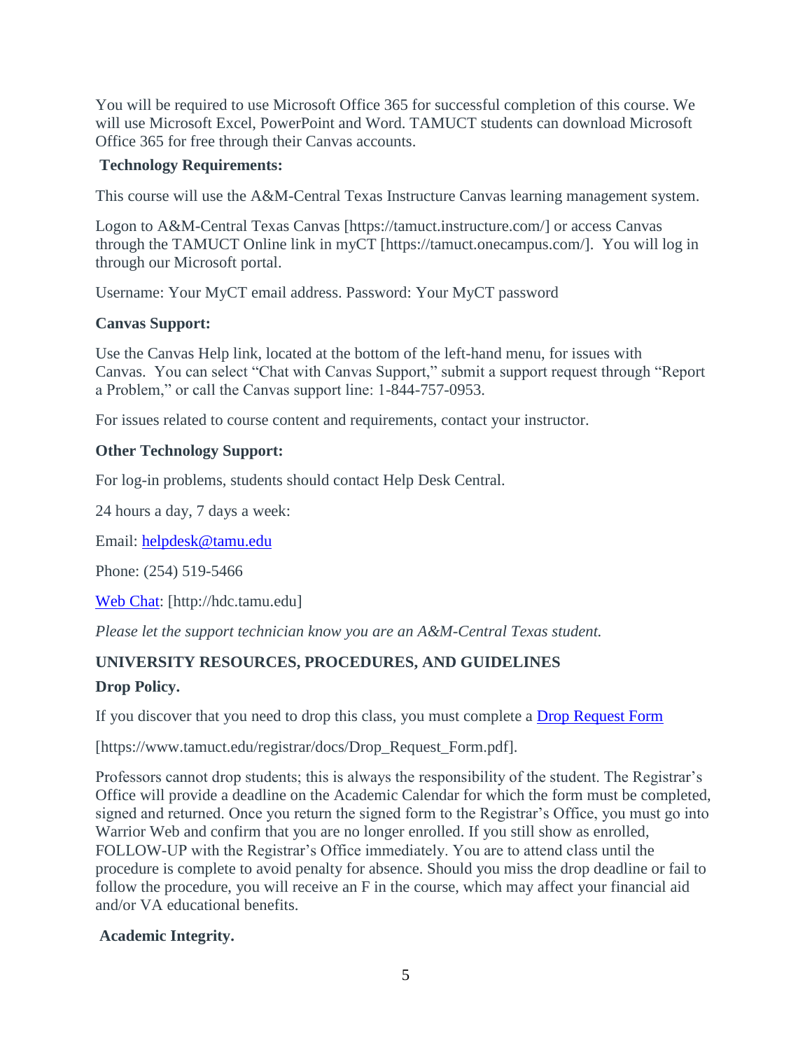You will be required to use Microsoft Office 365 for successful completion of this course. We will use Microsoft Excel, PowerPoint and Word. TAMUCT students can download Microsoft Office 365 for free through their Canvas accounts.

**Technology Requirements:**

This course will use the A&M-Central Texas Instructure Canvas learning management system.

Logon to A&M-Central Texas Canvas [https://tamuct.instructure.com/] or access Canvas through the TAMUCT Online link in myCT [https://tamuct.onecampus.com/]. You will log in through our Microsoft portal.

Username: Your MyCT email address. Password: Your MyCT password

**Canvas Support:**

Use the Canvas Help link, located at the bottom of the left-hand menu, for issues with Canvas. You can select "Chat with Canvas Support," submit a support request through "Report a Problem," or call the Canvas support line: 1-844-757-0953.

For issues related to course content and requirements, contact your instructor.

**Other Technology Support:**

For log-in problems, students should contact Help Desk Central.

24 hours a day, 7 days a week:

Email: [helpdesk@tamu.edu](mailto:helpdesk@tamu.edu)

Phone: (254) 519-5466

[Web Chat](http://hdc.tamu.edu): [http://hdc.tamu.edu]

*Please let the support technician know you are an A&M-Central Texas student.*

## UNIVERSITY RESOURCES, PROCEDURES, AND GUIDELINES

**Drop Policy.**

If you discover that you need to drop this class, you must complete a [Drop Request Form](https://www.tamuct.edu/registrar/docs/Drop_Request_Form.pdf)

[https://www.tamuct.edu/registrar/docs/Drop_Request_Form.pdf].

Professors cannot drop students; this is always the responsibility of the student. The Registrar's Office will provide a deadline on the Academic Calendar for which the form must be completed, signed and returned. Once you return the signed form to the Registrar's Office, you must go into Warrior Web and confirm that you are no longer enrolled. If you still show as enrolled, FOLLOW-UP with the Registrar's Office immediately. You are to attend class until the procedure is complete to avoid penalty for absence. Should you miss the drop deadline or fail to follow the procedure, you will receive an F in the course, which may affect your financial aid and/or VA educational benefits.

**Academic Integrity.**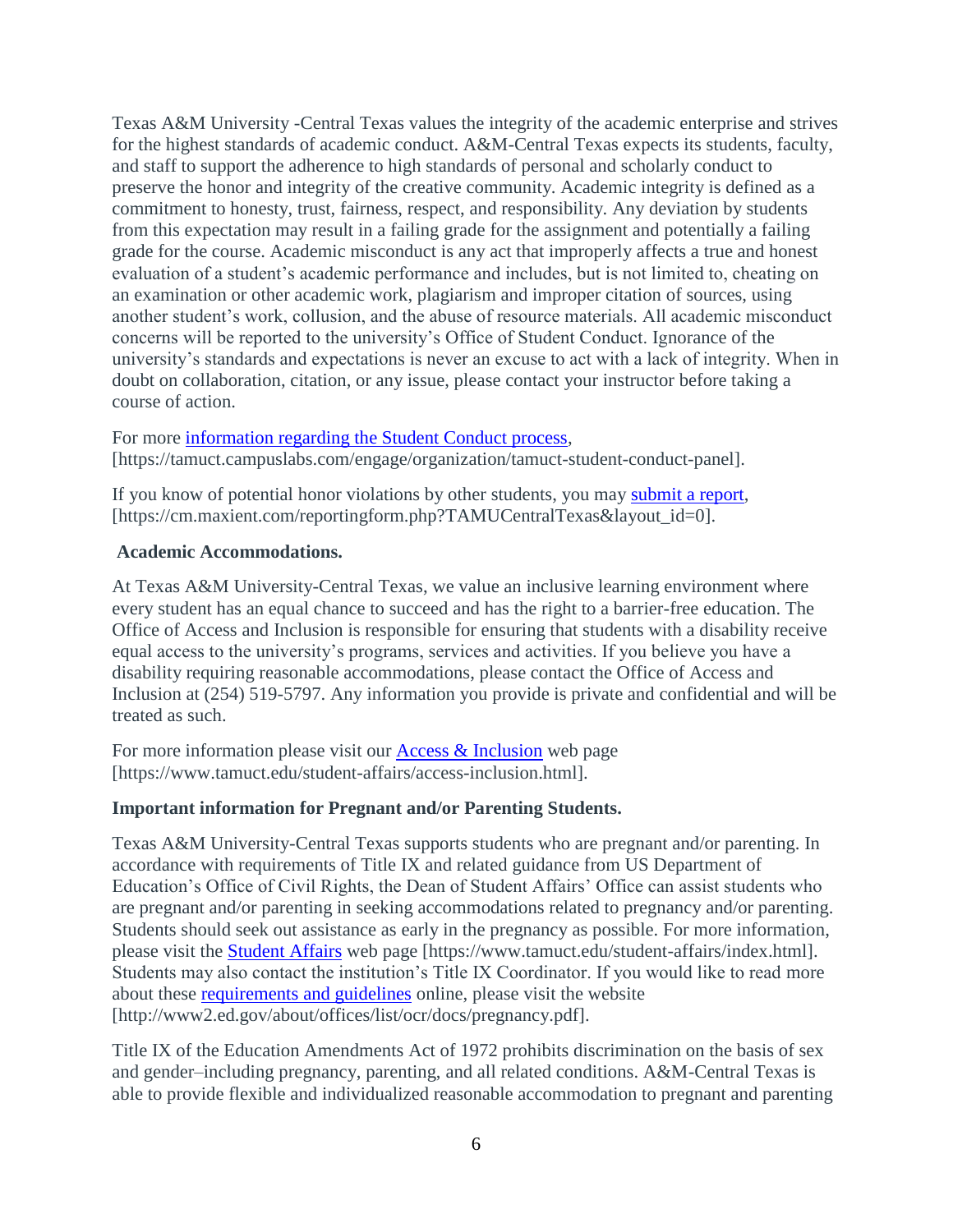Texas A&M University -Central Texas values the integrity of the academic enterprise and strives for the highest standards of academic conduct. A&M-Central Texas expects its students, faculty, and staff to support the adherence to high standards of personal and scholarly conduct to preserve the honor and integrity of the creative community. Academic integrity is defined as a commitment to honesty, trust, fairness, respect, and responsibility. Any deviation by students from this expectation may result in a failing grade for the assignment and potentially a failing grade for the course. Academic misconduct is any act that improperly affects a true and honest evaluation of a student's academic performance and includes, but is not limited to, cheating on an examination or other academic work, plagiarism and improper citation of sources, using another student's work, collusion, and the abuse of resource materials. All academic misconduct concerns will be reported to the university's Office of Student Conduct. Ignorance of the university's standards and expectations is never an excuse to act with a lack of integrity. When in doubt on collaboration, citation, or any issue, please contact your instructor before taking a course of action.

For more information regarding the Student Conduct process, [https://tamuct.campuslabs.com/engage/organization/tamuct-student-conduct-panel].

If you know of potential honor violations by other students, you may submit a report, [https://cm.maxient.com/reportingform.php?TAMUCentralTexas&layout_id=0].

**Academic Accommodations.**

At Texas A&M University-Central Texas, we value an inclusive learning environment where every student has an equal chance to succeed and has the right to a barrier-free education. The Office of Access and Inclusion is responsible for ensuring that students with a disability receive equal access to the university's programs, services and activities. If you believe you have a disability requiring reasonable accommodations, please contact the Office of Access and Inclusion at (254) 519-5797. Any information you provide is private and confidential and will be treated as such.

For more information please visit our Access & Inclusion web page [https://www.tamuct.edu/student-affairs/access-inclusion.html].

**Important information for Pregnant and/or Parenting Students.**

Texas A&M University-Central Texas supports students who are pregnant and/or parenting. In accordance with requirements of Title IX and related guidance from US Department of Education's Office of Civil Rights, the Dean of Student Affairs' Office can assist students who are pregnant and/or parenting in seeking accommodations related to pregnancy and/or parenting. Students should seek out assistance as early in the pregnancy as possible. For more information, please visit the Student Affairs web page [https://www.tamuct.edu/student-affairs/index.html]. Students may also contact the institution's Title IX Coordinator. If you would like to read more about these requirements and guidelines online, please visit the website [http://www2.ed.gov/about/offices/list/ocr/docs/pregnancy.pdf].

Title IX of the Education Amendments Act of 1972 prohibits discrimination on the basis of sex and gender–including pregnancy, parenting, and all related conditions. A&M-Central Texas is able to provide flexible and individualized reasonable accommodation to pregnant and parenting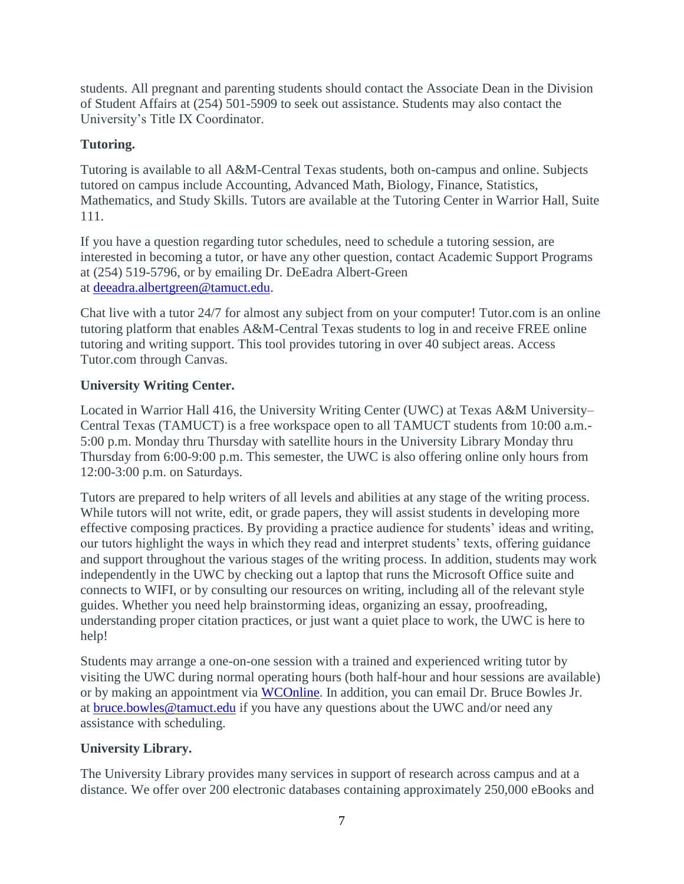students. All pregnant and parenting students should contact the Associate Dean in the Division of Student Affairs at (254) 501-5909 to seek out assistance. Students may also contact the University's Title IX Coordinator.

**Tutoring.**

Tutoring is available to all A&M-Central Texas students, both on-campus and online. Subjects tutored on campus include Accounting, Advanced Math, Biology, Finance, Statistics, Mathematics, and Study Skills. Tutors are available at the Tutoring Center in Warrior Hall, Suite 111.

If you have a question regarding tutor schedules, need to schedule a tutoring session, are interested in becoming a tutor, or have any other question, contact Academic Support Programs at (254) 519-5796, or by emailing Dr. DeEadra Albert-Green at [deeadra.albertgreen@tamuct.edu](mailto:deeadra.albertgreen@tamuct.edu).

Chat live with a tutor 24/7 for almost any subject from on your computer! Tutor.com is an online tutoring platform that enables A&M-Central Texas students to log in and receive FREE online tutoring and writing support. This tool provides tutoring in over 40 subject areas. Access Tutor.com through Canvas.

**University Writing Center.**

Located in Warrior Hall 416, the University Writing Center (UWC) at Texas A&M University–Central Texas (TAMUCT) is a free workspace open to all TAMUCT students from 10:00 a.m.-5:00 p.m. Monday thru Thursday with satellite hours in the University Library Monday thru Thursday from 6:00-9:00 p.m. This semester, the UWC is also offering online only hours from 12:00-3:00 p.m. on Saturdays.

Tutors are prepared to help writers of all levels and abilities at any stage of the writing process. While tutors will not write, edit, or grade papers, they will assist students in developing more effective composing practices. By providing a practice audience for students' ideas and writing, our tutors highlight the ways in which they read and interpret students' texts, offering guidance and support throughout the various stages of the writing process. In addition, students may work independently in the UWC by checking out a laptop that runs the Microsoft Office suite and connects to WIFI, or by consulting our resources on writing, including all of the relevant style guides. Whether you need help brainstorming ideas, organizing an essay, proofreading, understanding proper citation practices, or just want a quiet place to work, the UWC is here to help!

Students may arrange a one-on-one session with a trained and experienced writing tutor by visiting the UWC during normal operating hours (both half-hour and hour sessions are available) or by making an appointment via WCOnline. In addition, you can email Dr. Bruce Bowles Jr. at [bruce.bowles@tamuct.edu](mailto:bruce.bowles@tamuct.edu) if you have any questions about the UWC and/or need any assistance with scheduling.

**University Library.**

The University Library provides many services in support of research across campus and at a distance. We offer over 200 electronic databases containing approximately 250,000 eBooks and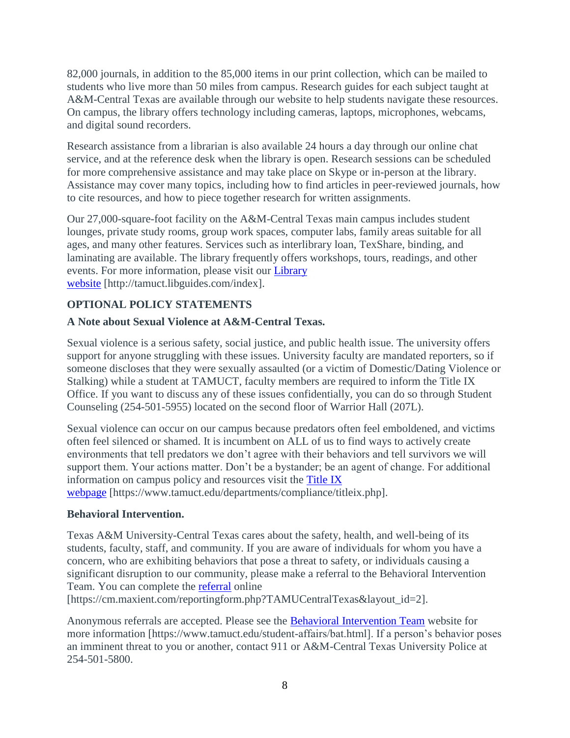82,000 journals, in addition to the 85,000 items in our print collection, which can be mailed to students who live more than 50 miles from campus. Research guides for each subject taught at A&M-Central Texas are available through our website to help students navigate these resources. On campus, the library offers technology including cameras, laptops, microphones, webcams, and digital sound recorders.

Research assistance from a librarian is also available 24 hours a day through our online chat service, and at the reference desk when the library is open. Research sessions can be scheduled for more comprehensive assistance and may take place on Skype or in-person at the library. Assistance may cover many topics, including how to find articles in peer-reviewed journals, how to cite resources, and how to piece together research for written assignments.

Our 27,000-square-foot facility on the A&M-Central Texas main campus includes student lounges, private study rooms, group work spaces, computer labs, family areas suitable for all ages, and many other features. Services such as interlibrary loan, TexShare, binding, and laminating are available. The library frequently offers workshops, tours, readings, and other events. For more information, please visit our Library website [http://tamuct.libguides.com/index].

**OPTIONAL POLICY STATEMENTS**

**A Note about Sexual Violence at A&M-Central Texas.**

Sexual violence is a serious safety, social justice, and public health issue. The university offers support for anyone struggling with these issues. University faculty are mandated reporters, so if someone discloses that they were sexually assaulted (or a victim of Domestic/Dating Violence or Stalking) while a student at TAMUCT, faculty members are required to inform the Title IX Office. If you want to discuss any of these issues confidentially, you can do so through Student Counseling (254-501-5955) located on the second floor of Warrior Hall (207L).

Sexual violence can occur on our campus because predators often feel emboldened, and victims often feel silenced or shamed. It is incumbent on ALL of us to find ways to actively create environments that tell predators we don't agree with their behaviors and tell survivors we will support them. Your actions matter. Don't be a bystander; be an agent of change. For additional information on campus policy and resources visit the Title IX webpage [https://www.tamuct.edu/departments/compliance/titleix.php].

**Behavioral Intervention.**

Texas A&M University-Central Texas cares about the safety, health, and well-being of its students, faculty, staff, and community. If you are aware of individuals for whom you have a concern, who are exhibiting behaviors that pose a threat to safety, or individuals causing a significant disruption to our community, please make a referral to the Behavioral Intervention Team. You can complete the referral online [https://cm.maxient.com/reportingform.php?TAMUCentralTexas&layout_id=2].

Anonymous referrals are accepted. Please see the Behavioral Intervention Team website for more information [https://www.tamuct.edu/student-affairs/bat.html]. If a person's behavior poses an imminent threat to you or another, contact 911 or A&M-Central Texas University Police at 254-501-5800.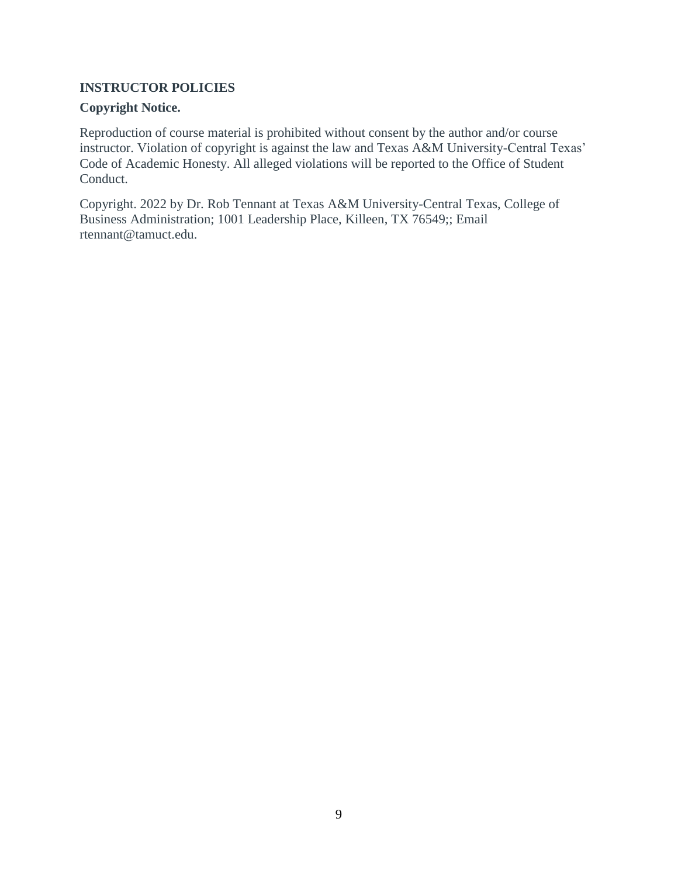### INSTRUCTOR POLICIES

#### Copyright Notice.

Reproduction of course material is prohibited without consent by the author and/or course instructor. Violation of copyright is against the law and Texas A&M University-Central Texas' Code of Academic Honesty. All alleged violations will be reported to the Office of Student Conduct.

Copyright. 2022 by Dr. Rob Tennant at Texas A&M University-Central Texas, College of Business Administration; 1001 Leadership Place, Killeen, TX 76549;; Email rtennant@tamuct.edu.